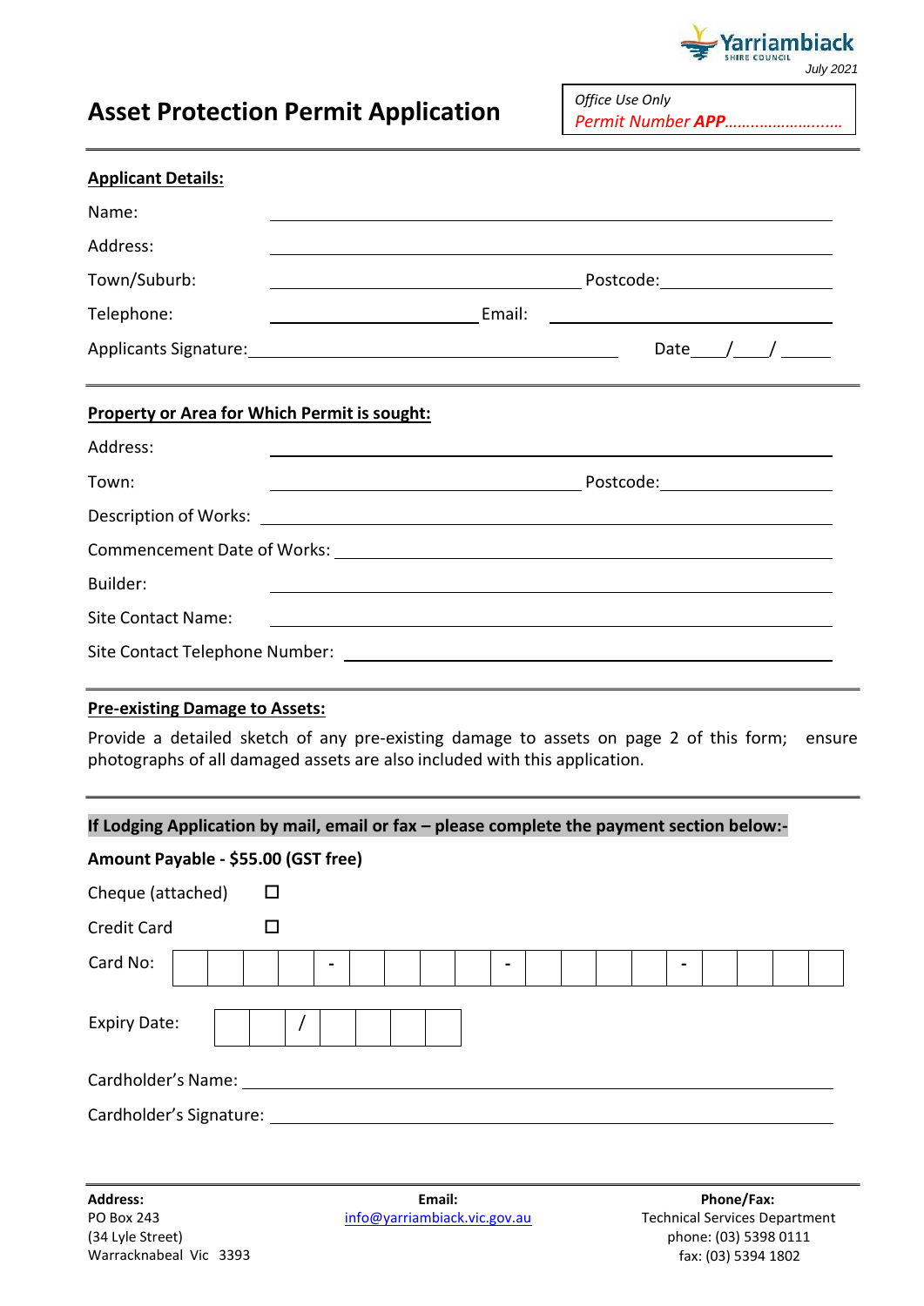Yarriambiack SHIRE COUNCIL

*July 2021*

# Asset Protection Permit Application

*Office Use Only*
*Permit Number* ***APP***……………………..…..

---

**Applicant Details:**

Name: ______________________________

Address: ______________________________

Town/Suburb: ____________________ Postcode: ____________

Telephone: ______________ Email: ____________________

Applicants Signature: ________________________________ Date ___/___/_____

---

**Property or Area for Which Permit is sought:**

Address: ______________________________

Town: ____________________ Postcode: ____________

Description of Works: ______________________________

Commencement Date of Works: ______________________________

Builder: ______________________________

Site Contact Name: ______________________________

Site Contact Telephone Number: ______________________________

---

**Pre-existing Damage to Assets:**

Provide a detailed sketch of any pre-existing damage to assets on page 2 of this form; ensure photographs of all damaged assets are also included with this application.

---

**If Lodging Application by mail, email or fax – please complete the payment section below:-**

**Amount Payable - $55.00 (GST free)**

Cheque (attached) ☐

Credit Card ☐

Card No: | | | | | - | | | | | - | | | | | - | | | | |

Expiry Date: | | | / | | | | |

Cardholder's Name: ______________________________

Cardholder's Signature: ______________________________

---

**Address:**
PO Box 243
(34 Lyle Street)
Warracknabeal Vic 3393

**Email:**
info@yarriambiack.vic.gov.au

**Phone/Fax:**
Technical Services Department
phone: (03) 5398 0111
fax: (03) 5394 1802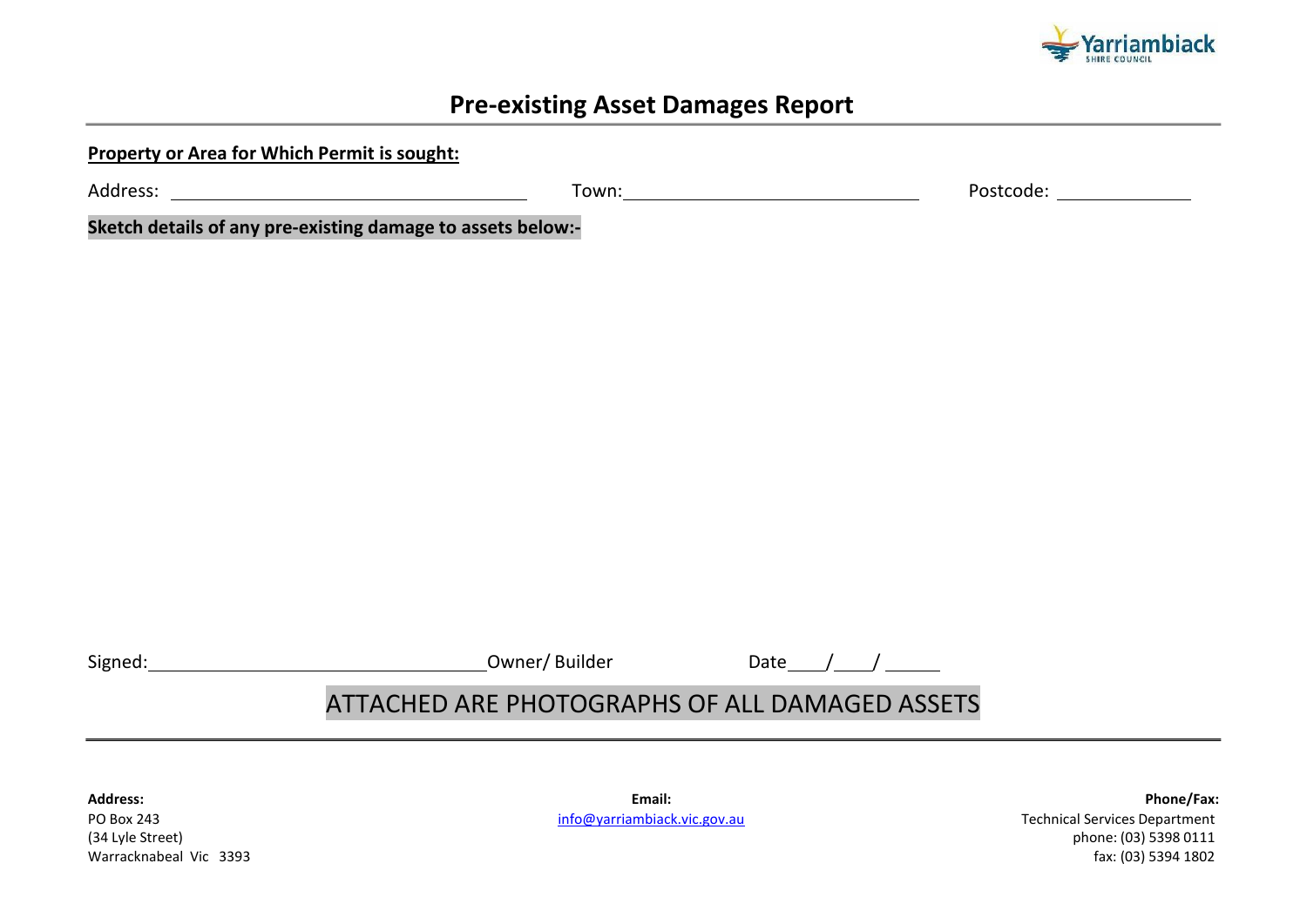# Pre-existing Asset Damages Report

**Property or Area for Which Permit is sought:**

Address: ______________________ Town: ______________________ Postcode: ____________

**Sketch details of any pre-existing damage to assets below:-**

Signed: ______________________ Owner/ Builder Date ___/___/_____

ATTACHED ARE PHOTOGRAPHS OF ALL DAMAGED ASSETS

**Address:**
PO Box 243
(34 Lyle Street)
Warracknabeal Vic 3393

**Email:**
info@yarriambiack.vic.gov.au

**Phone/Fax:**
Technical Services Department
phone: (03) 5398 0111
fax: (03) 5394 1802